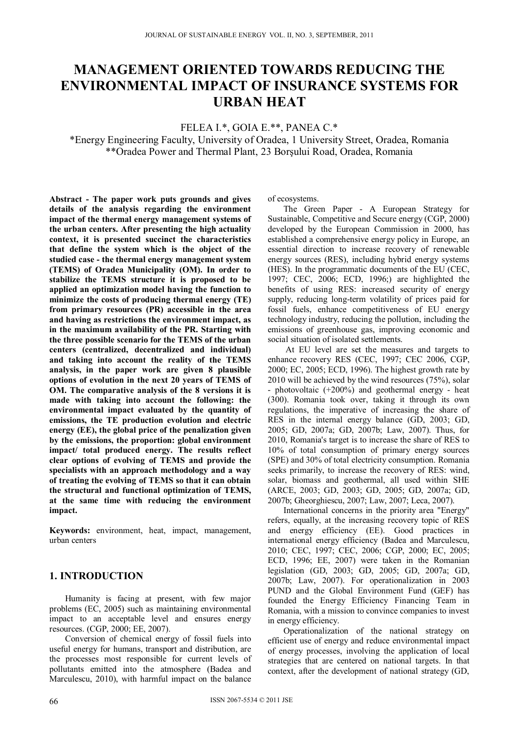# MANAGEMENT ORIENTED TOWARDS REDUCING THE ENVIRONMENTAL IMPACT OF INSURANCE SYSTEMS FOR URBAN HEAT

FELEA I.*, GOIA E.**, PANEA C.*

*Energy Engineering Faculty, University of Oradea, 1 University Street, Oradea, Romania
**Oradea Power and Thermal Plant, 23 Borşului Road, Oradea, Romania

**Abstract - The paper work puts grounds and gives details of the analysis regarding the environment impact of the thermal energy management systems of the urban centers. After presenting the high actuality context, it is presented succinct the characteristics that define the system which is the object of the studied case - the thermal energy management system (TEMS) of Oradea Municipality (OM). In order to stabilize the TEMS structure it is proposed to be applied an optimization model having the function to minimize the costs of producing thermal energy (TE) from primary resources (PR) accessible in the area and having as restrictions the environment impact, as in the maximum availability of the PR. Starting with the three possible scenario for the TEMS of the urban centers (centralized, decentralized and individual) and taking into account the reality of the TEMS analysis, in the paper work are given 8 plausible options of evolution in the next 20 years of TEMS of OM. The comparative analysis of the 8 versions it is made with taking into account the following: the environmental impact evaluated by the quantity of emissions, the TE production evolution and electric energy (EE), the global price of the penalization given by the emissions, the proportion: global environment impact/ total produced energy. The results reflect clear options of evolving of TEMS and provide the specialists with an approach methodology and a way of treating the evolving of TEMS so that it can obtain the structural and functional optimization of TEMS, at the same time with reducing the environment impact.**

**Keywords:** environment, heat, impact, management, urban centers

## 1. INTRODUCTION

Humanity is facing at present, with few major problems (EC, 2005) such as maintaining environmental impact to an acceptable level and ensures energy resources. (CGP, 2000; EE, 2007).

Conversion of chemical energy of fossil fuels into useful energy for humans, transport and distribution, are the processes most responsible for current levels of pollutants emitted into the atmosphere (Badea and Marculescu, 2010), with harmful impact on the balance of ecosystems.

The Green Paper - A European Strategy for Sustainable, Competitive and Secure energy (CGP, 2000) developed by the European Commission in 2000, has established a comprehensive energy policy in Europe, an essential direction to increase recovery of renewable energy sources (RES), including hybrid energy systems (HES). In the programmatic documents of the EU (CEC, 1997; CEC, 2006; ECD, 1996;) are highlighted the benefits of using RES: increased security of energy supply, reducing long-term volatility of prices paid for fossil fuels, enhance competitiveness of EU energy technology industry, reducing the pollution, including the emissions of greenhouse gas, improving economic and social situation of isolated settlements.

At EU level are set the measures and targets to enhance recovery RES (CEC, 1997; CEC 2006, CGP, 2000; EC, 2005; ECD, 1996). The highest growth rate by 2010 will be achieved by the wind resources (75%), solar - photovoltaic (+200%) and geothermal energy - heat (300). Romania took over, taking it through its own regulations, the imperative of increasing the share of RES in the internal energy balance (GD, 2003; GD, 2005; GD, 2007a; GD, 2007b; Law, 2007). Thus, for 2010, Romania's target is to increase the share of RES to 10% of total consumption of primary energy sources (SPE) and 30% of total electricity consumption. Romania seeks primarily, to increase the recovery of RES: wind, solar, biomass and geothermal, all used within SHE (ARCE, 2003; GD, 2003; GD, 2005; GD, 2007a; GD, 2007b; Gheorghiescu, 2007; Law, 2007; Leca, 2007).

International concerns in the priority area "Energy" refers, equally, at the increasing recovery topic of RES and energy efficiency (EE). Good practices in international energy efficiency (Badea and Marculescu, 2010; CEC, 1997; CEC, 2006; CGP, 2000; EC, 2005; ECD, 1996; EE, 2007) were taken in the Romanian legislation (GD, 2003; GD, 2005; GD, 2007a; GD, 2007b; Law, 2007). For operationalization in 2003 PUND and the Global Environment Fund (GEF) has founded the Energy Efficiency Financing Team in Romania, with a mission to convince companies to invest in energy efficiency.

Operationalization of the national strategy on efficient use of energy and reduce environmental impact of energy processes, involving the application of local strategies that are centered on national targets. In that context, after the development of national strategy (GD,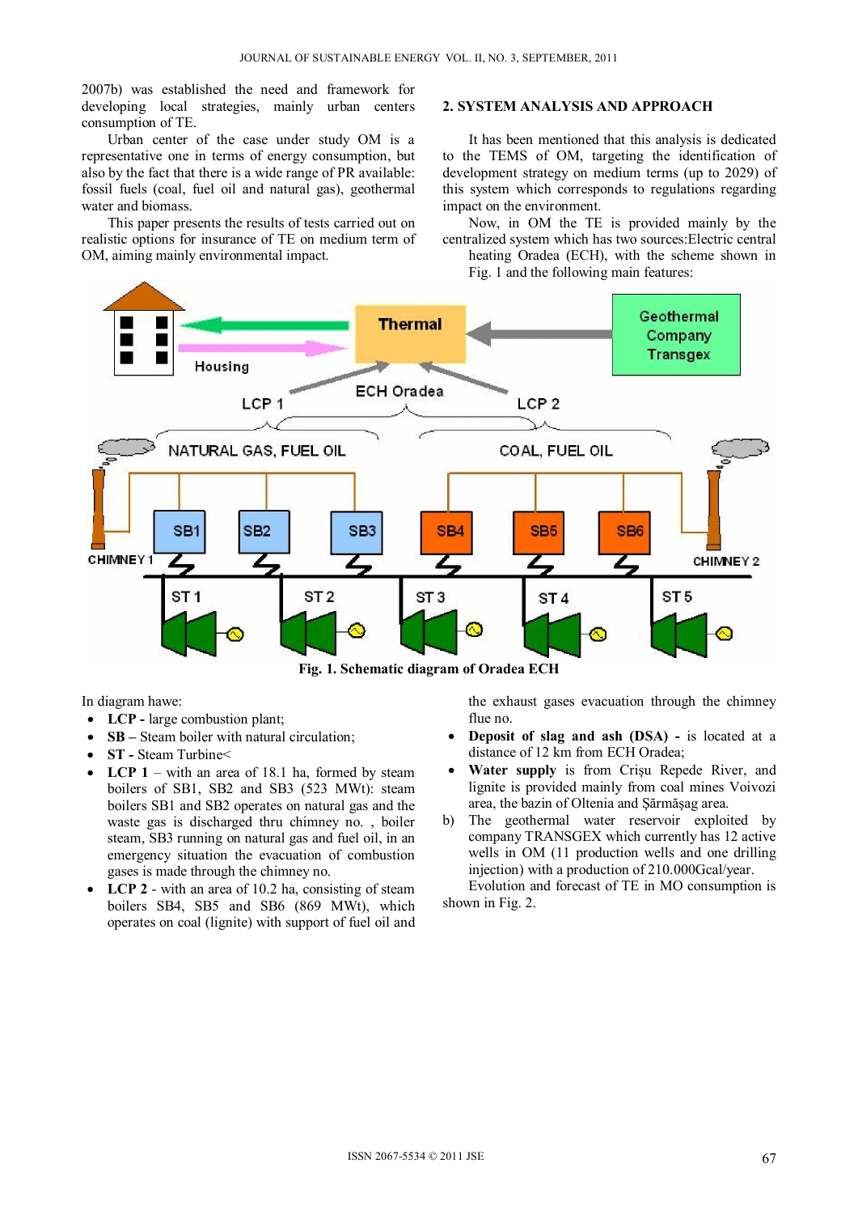2007b) was established the need and framework for developing local strategies, mainly urban centers consumption of TE.

Urban center of the case under study OM is a representative one in terms of energy consumption, but also by the fact that there is a wide range of PR available: fossil fuels (coal, fuel oil and natural gas), geothermal water and biomass.

This paper presents the results of tests carried out on realistic options for insurance of TE on medium term of OM, aiming mainly environmental impact.

## 2. SYSTEM ANALYSIS AND APPROACH

It has been mentioned that this analysis is dedicated to the TEMS of OM, targeting the identification of development strategy on medium terms (up to 2029) of this system which corresponds to regulations regarding impact on the environment.

Now, in OM the TE is provided mainly by the centralized system which has two sources:Electric central heating Oradea (ECH), with the scheme shown in Fig. 1 and the following main features:

**Fig. 1. Schematic diagram of Oradea ECH**

In diagram hawe:

- **LCP -** large combustion plant;
- **SB –** Steam boiler with natural circulation;
- **ST -** Steam Turbine<
- **LCP 1** – with an area of 18.1 ha, formed by steam boilers of SB1, SB2 and SB3 (523 MWt): steam boilers SB1 and SB2 operates on natural gas and the waste gas is discharged thru chimney no. , boiler steam, SB3 running on natural gas and fuel oil, in an emergency situation the evacuation of combustion gases is made through the chimney no.
- **LCP 2** - with an area of 10.2 ha, consisting of steam boilers SB4, SB5 and SB6 (869 MWt), which operates on coal (lignite) with support of fuel oil and the exhaust gases evacuation through the chimney flue no.
- **Deposit of slag and ash (DSA) -** is located at a distance of 12 km from ECH Oradea;
- **Water supply** is from Crişu Repede River, and lignite is provided mainly from coal mines Voivozi area, the bazin of Oltenia and Şărmăşag area.

b) The geothermal water reservoir exploited by company TRANSGEX which currently has 12 active wells in OM (11 production wells and one drilling injection) with a production of 210.000Gcal/year.

Evolution and forecast of TE in MO consumption is shown in Fig. 2.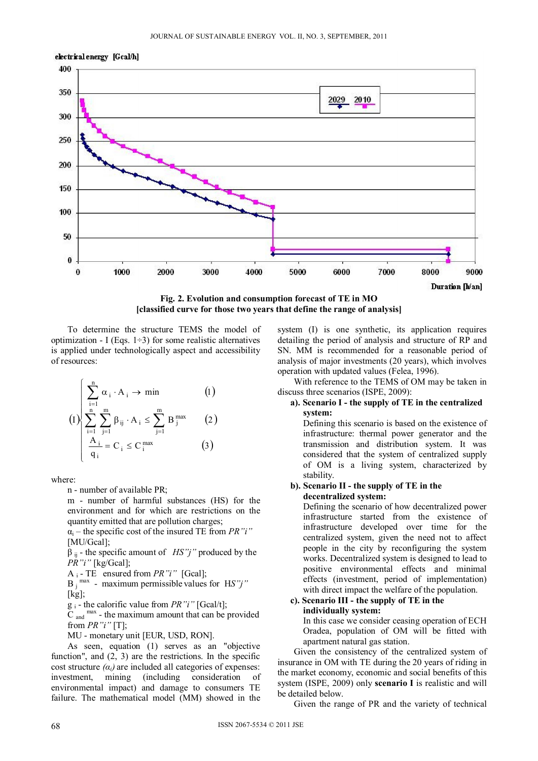**Fig. 2. Evolution and consumption forecast of TE in MO [classified curve for those two years that define the range of analysis]**

To determine the structure TEMS the model of optimization - I (Eqs. 1÷3) for some realistic alternatives is applied under technologically aspect and accessibility of resources:

$$
(\mathrm{I})\begin{cases}
\sum_{i=1}^{n} \alpha_i \cdot A_i \rightarrow \min & (1)\\
\sum_{i=1}^{n}\sum_{j=1}^{m} \beta_{ij} \cdot A_i \leq \sum_{j=1}^{m} B_j^{\max} & (2)\\
\dfrac{A_i}{q_i} = C_i \leq C_i^{\max} & (3)
\end{cases}
$$

where:

n - number of available PR;

m - number of harmful substances (HS) for the environment and for which are restrictions on the quantity emitted that are pollution charges;

$\alpha_i$ – the specific cost of the insured TE from *PR"i"* [MU/Gcal];

$\beta_{ij}$ - the specific amount of *HS"j"* produced by the *PR"i"* [kg/Gcal];

$A_i$ - TE ensured from *PR"i"* [Gcal];

$B_j^{\max}$ - maximum permissible values for *HS"j"* [kg];

$g_i$ - the calorific value from *PR"i"* [Gcal/t];

$C_{and}^{\max}$ - the maximum amount that can be provided from *PR"i"* [T];

MU - monetary unit [EUR, USD, RON].

As seen, equation (1) serves as an "objective function", and (2, 3) are the restrictions. In the specific cost structure *($\alpha_i$)* are included all categories of expenses: investment, mining (including consideration of environmental impact) and damage to consumers TE failure. The mathematical model (MM) showed in the system (I) is one synthetic, its application requires detailing the period of analysis and structure of RP and SN. MM is recommended for a reasonable period of analysis of major investments (20 years), which involves operation with updated values (Felea, 1996).

With reference to the TEMS of OM may be taken in discuss three scenarios (ISPE, 2009):

a). **Scenario I - the supply of TE in the centralized system:**

Defining this scenario is based on the existence of infrastructure: thermal power generator and the transmission and distribution system. It was considered that the system of centralized supply of OM is a living system, characterized by stability.

b). **Scenario II - the supply of TE in the decentralized system:**

Defining the scenario of how decentralized power infrastructure started from the existence of infrastructure developed over time for the centralized system, given the need not to affect people in the city by reconfiguring the system works. Decentralized system is designed to lead to positive environmental effects and minimal effects (investment, period of implementation) with direct impact the welfare of the population.

c). **Scenario III - the supply of TE in the individually system:**

In this case we consider ceasing operation of ECH Oradea, population of OM will be fitted with apartment natural gas station.

Given the consistency of the centralized system of insurance in OM with TE during the 20 years of riding in the market economy, economic and social benefits of this system (ISPE, 2009) only **scenario I** is realistic and will be detailed below.

Given the range of PR and the variety of technical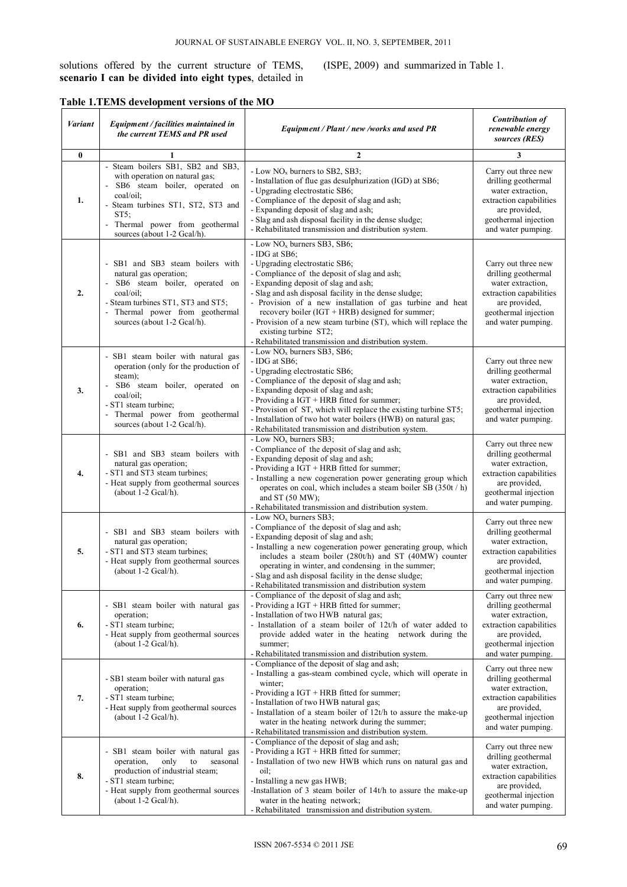solutions offered by the current structure of TEMS, **scenario I can be divided into eight types**, detailed in (ISPE, 2009) and summarized in Table 1.

**Table 1.TEMS development versions of the MO**

| *Variant* | *Equipment / facilities maintained in the current TEMS and PR used* | *Equipment / Plant / new /works and used PR* | *Contribution of renewable energy sources (RES)* |
|---|---|---|---|
| **0** | **1** | **2** | **3** |
| **1.** | - Steam boilers SB1, SB2 and SB3, with operation on natural gas;<br>- SB6 steam boiler, operated on coal/oil;<br>- Steam turbines ST1, ST2, ST3 and ST5;<br>- Thermal power from geothermal sources (about 1-2 Gcal/h). | - Low $NO_x$ burners to SB2, SB3;<br>- Installation of flue gas desulphurization (IGD) at SB6;<br>- Upgrading electrostatic SB6;<br>- Compliance of the deposit of slag and ash;<br>- Expanding deposit of slag and ash;<br>- Slag and ash disposal facility in the dense sludge;<br>- Rehabilitated transmission and distribution system. | Carry out three new drilling geothermal water extraction, extraction capabilities are provided, geothermal injection and water pumping. |
| **2.** | - SB1 and SB3 steam boilers with natural gas operation;<br>- SB6 steam boiler, operated on coal/oil;<br>- Steam turbines ST1, ST3 and ST5;<br>- Thermal power from geothermal sources (about 1-2 Gcal/h). | - Low $NO_x$ burners SB3, SB6;<br>- IDG at SB6;<br>- Upgrading electrostatic SB6;<br>- Compliance of the deposit of slag and ash;<br>- Expanding deposit of slag and ash;<br>- Slag and ash disposal facility in the dense sludge;<br>- Provision of a new installation of gas turbine and heat recovery boiler (IGT + HRB) designed for summer;<br>- Provision of a new steam turbine (ST), which will replace the existing turbine ST2;<br>- Rehabilitated transmission and distribution system. | Carry out three new drilling geothermal water extraction, extraction capabilities are provided, geothermal injection and water pumping. |
| **3.** | - SB1 steam boiler with natural gas operation (only for the production of steam);<br>- SB6 steam boiler, operated on coal/oil;<br>- ST1 steam turbine;<br>- Thermal power from geothermal sources (about 1-2 Gcal/h). | - Low $NO_x$ burners SB3, SB6;<br>- IDG at SB6;<br>- Upgrading electrostatic SB6;<br>- Compliance of the deposit of slag and ash;<br>- Expanding deposit of slag and ash;<br>- Providing a IGT + HRB fitted for summer;<br>- Provision of ST, which will replace the existing turbine ST5;<br>- Installation of two hot water boilers (HWB) on natural gas;<br>- Rehabilitated transmission and distribution system. | Carry out three new drilling geothermal water extraction, extraction capabilities are provided, geothermal injection and water pumping. |
| **4.** | - SB1 and SB3 steam boilers with natural gas operation;<br>- ST1 and ST3 steam turbines;<br>- Heat supply from geothermal sources (about 1-2 Gcal/h). | - Low $NO_x$ burners SB3;<br>- Compliance of the deposit of slag and ash;<br>- Expanding deposit of slag and ash;<br>- Providing a IGT + HRB fitted for summer;<br>- Installing a new cogeneration power generating group which operates on coal, which includes a steam boiler SB (350t / h) and ST (50 MW);<br>- Rehabilitated transmission and distribution system. | Carry out three new drilling geothermal water extraction, extraction capabilities are provided, geothermal injection and water pumping. |
| **5.** | - SB1 and SB3 steam boilers with natural gas operation;<br>- ST1 and ST3 steam turbines;<br>- Heat supply from geothermal sources (about 1-2 Gcal/h). | - Low $NO_x$ burners SB3;<br>- Compliance of the deposit of slag and ash;<br>- Expanding deposit of slag and ash;<br>- Installing a new cogeneration power generating group, which includes a steam boiler (280t/h) and ST (40MW) counter operating in winter, and condensing in the summer;<br>- Slag and ash disposal facility in the dense sludge;<br>- Rehabilitated transmission and distribution system | Carry out three new drilling geothermal water extraction, extraction capabilities are provided, geothermal injection and water pumping. |
| **6.** | - SB1 steam boiler with natural gas operation;<br>- ST1 steam turbine;<br>- Heat supply from geothermal sources (about 1-2 Gcal/h). | - Compliance of the deposit of slag and ash;<br>- Providing a IGT + HRB fitted for summer;<br>- Installation of two HWB natural gas;<br>- Installation of a steam boiler of 12t/h of water added to provide added water in the heating network during the summer;<br>- Rehabilitated transmission and distribution system. | Carry out three new drilling geothermal water extraction, extraction capabilities are provided, geothermal injection and water pumping. |
| **7.** | - SB1 steam boiler with natural gas operation;<br>- ST1 steam turbine;<br>- Heat supply from geothermal sources (about 1-2 Gcal/h). | - Compliance of the deposit of slag and ash;<br>- Installing a gas-steam combined cycle, which will operate in winter;<br>- Providing a IGT + HRB fitted for summer;<br>- Installation of two HWB natural gas;<br>- Installation of a steam boiler of 12t/h to assure the make-up water in the heating network during the summer;<br>- Rehabilitated transmission and distribution system. | Carry out three new drilling geothermal water extraction, extraction capabilities are provided, geothermal injection and water pumping. |
| **8.** | - SB1 steam boiler with natural gas operation, only to seasonal production of industrial steam;<br>- ST1 steam turbine;<br>- Heat supply from geothermal sources (about 1-2 Gcal/h). | - Compliance of the deposit of slag and ash;<br>- Providing a IGT + HRB fitted for summer;<br>- Installation of two new HWB which runs on natural gas and oil;<br>- Installing a new gas HWB;<br>-Installation of 3 steam boiler of 14t/h to assure the make-up water in the heating network;<br>- Rehabilitated transmission and distribution system. | Carry out three new drilling geothermal water extraction, extraction capabilities are provided, geothermal injection and water pumping. |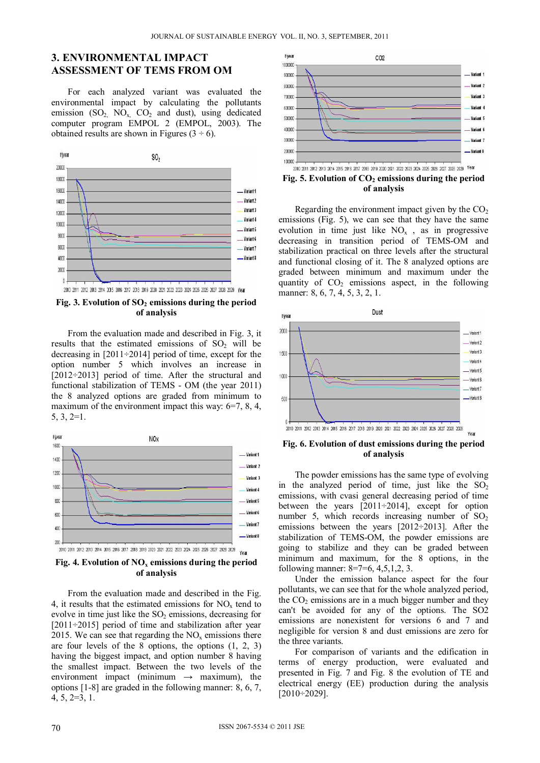## 3. ENVIRONMENTAL IMPACT ASSESSMENT OF TEMS FROM OM

For each analyzed variant was evaluated the environmental impact by calculating the pollutants emission ($SO_2$, $NO_x$, $CO_2$ and dust), using dedicated computer program EMPOL 2 (EMPOL, 2003). The obtained results are shown in Figures (3 ÷ 6).

**Fig. 3. Evolution of $SO_2$ emissions during the period of analysis**

From the evaluation made and described in Fig. 3, it results that the estimated emissions of $SO_2$ will be decreasing in [2011÷2014] period of time, except for the option number 5 which involves an increase in [2012÷2013] period of time. After the structural and functional stabilization of TEMS - OM (the year 2011) the 8 analyzed options are graded from minimum to maximum of the environment impact this way: 6=7, 8, 4, 5, 3, 2=1.

**Fig. 4. Evolution of $NO_x$ emissions during the period of analysis**

From the evaluation made and described in the Fig. 4, it results that the estimated emissions for $NO_x$ tend to evolve in time just like the $SO_2$ emissions, decreasing for [2011÷2015] period of time and stabilization after year 2015. We can see that regarding the $NO_x$ emissions there are four levels of the 8 options, the options (1, 2, 3) having the biggest impact, and option number 8 having the smallest impact. Between the two levels of the environment impact (minimum → maximum), the options [1-8] are graded in the following manner: 8, 6, 7, 4, 5, 2=3, 1.

**Fig. 5. Evolution of $CO_2$ emissions during the period of analysis**

Regarding the environment impact given by the $CO_2$ emissions (Fig. 5), we can see that they have the same evolution in time just like $NO_x$ , as in progressive decreasing in transition period of TEMS-OM and stabilization practical on three levels after the structural and functional closing of it. The 8 analyzed options are graded between minimum and maximum under the quantity of $CO_2$ emissions aspect, in the following manner: 8, 6, 7, 4, 5, 3, 2, 1.

**Fig. 6. Evolution of dust emissions during the period of analysis**

The powder emissions has the same type of evolving in the analyzed period of time, just like the $SO_2$ emissions, with cvasi general decreasing period of time between the years [2011÷2014], except for option number 5, which records increasing number of $SO_2$ emissions between the years [2012÷2013]. After the stabilization of TEMS-OM, the powder emissions are going to stabilize and they can be graded between minimum and maximum, for the 8 options, in the following manner: 8=7=6, 4,5,1,2, 3.

Under the emission balance aspect for the four pollutants, we can see that for the whole analyzed period, the $CO_2$ emissions are in a much bigger number and they can't be avoided for any of the options. The SO2 emissions are nonexistent for versions 6 and 7 and negligible for version 8 and dust emissions are zero for the three variants.

For comparison of variants and the edification in terms of energy production, were evaluated and presented in Fig. 7 and Fig. 8 the evolution of TE and electrical energy (EE) production during the analysis [2010÷2029].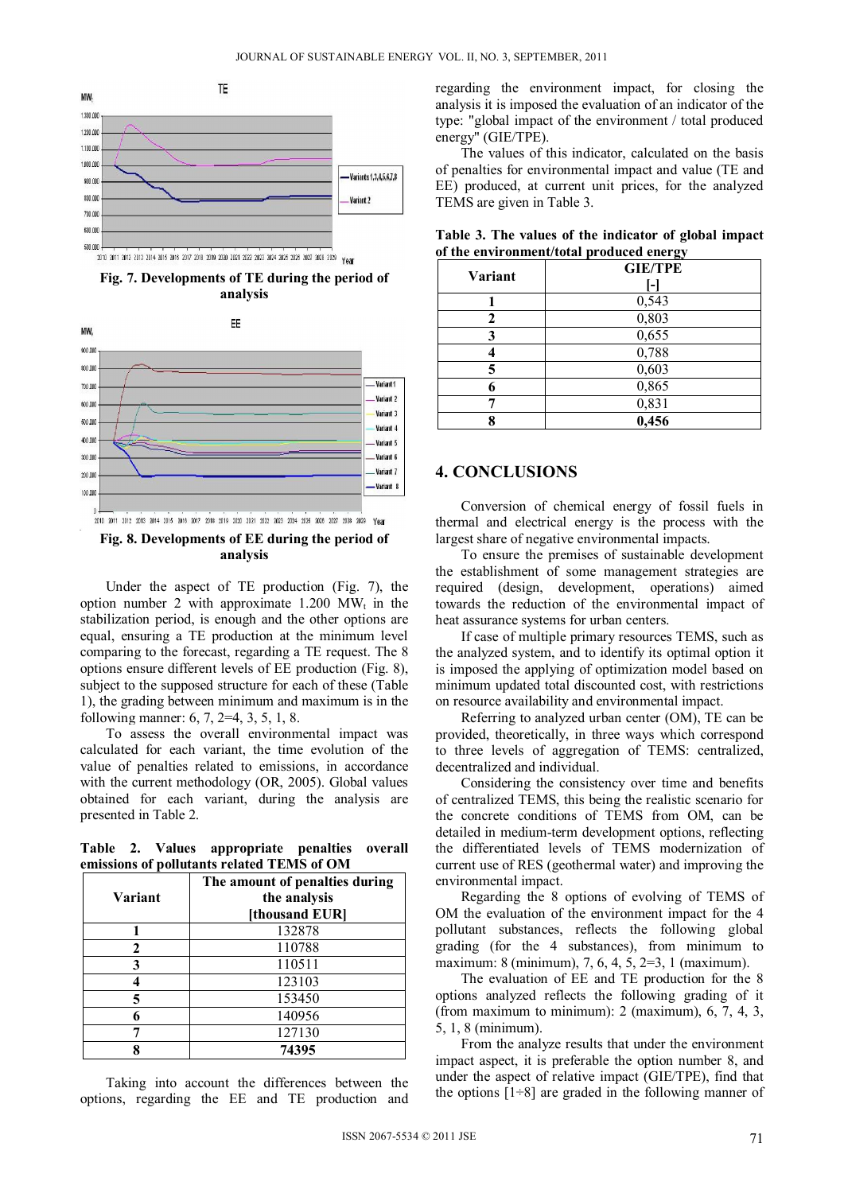Fig. 7. Developments of TE during the period of analysis

Fig. 8. Developments of EE during the period of analysis

Under the aspect of TE production (Fig. 7), the option number 2 with approximate 1.200 $MW_t$ in the stabilization period, is enough and the other options are equal, ensuring a TE production at the minimum level comparing to the forecast, regarding a TE request. The 8 options ensure different levels of EE production (Fig. 8), subject to the supposed structure for each of these (Table 1), the grading between minimum and maximum is in the following manner: 6, 7, 2=4, 3, 5, 1, 8.

To assess the overall environmental impact was calculated for each variant, the time evolution of the value of penalties related to emissions, in accordance with the current methodology (OR, 2005). Global values obtained for each variant, during the analysis are presented in Table 2.

**Table 2. Values appropriate penalties overall emissions of pollutants related TEMS of OM**

| Variant | The amount of penalties during the analysis [thousand EUR] |
|---|---|
| 1 | 132878 |
| 2 | 110788 |
| 3 | 110511 |
| 4 | 123103 |
| 5 | 153450 |
| 6 | 140956 |
| 7 | 127130 |
| **8** | **74395** |

Taking into account the differences between the options, regarding the EE and TE production and regarding the environment impact, for closing the analysis it is imposed the evaluation of an indicator of the type: "global impact of the environment / total produced energy" (GIE/TPE).

The values of this indicator, calculated on the basis of penalties for environmental impact and value (TE and EE) produced, at current unit prices, for the analyzed TEMS are given in Table 3.

**Table 3. The values of the indicator of global impact of the environment/total produced energy**

| Variant | GIE/TPE [-] |
|---|---|
| 1 | 0,543 |
| 2 | 0,803 |
| 3 | 0,655 |
| 4 | 0,788 |
| 5 | 0,603 |
| 6 | 0,865 |
| 7 | 0,831 |
| **8** | **0,456** |

## 4. CONCLUSIONS

Conversion of chemical energy of fossil fuels in thermal and electrical energy is the process with the largest share of negative environmental impacts.

To ensure the premises of sustainable development the establishment of some management strategies are required (design, development, operations) aimed towards the reduction of the environmental impact of heat assurance systems for urban centers.

If case of multiple primary resources TEMS, such as the analyzed system, and to identify its optimal option it is imposed the applying of optimization model based on minimum updated total discounted cost, with restrictions on resource availability and environmental impact.

Referring to analyzed urban center (OM), TE can be provided, theoretically, in three ways which correspond to three levels of aggregation of TEMS: centralized, decentralized and individual.

Considering the consistency over time and benefits of centralized TEMS, this being the realistic scenario for the concrete conditions of TEMS from OM, can be detailed in medium-term development options, reflecting the differentiated levels of TEMS modernization of current use of RES (geothermal water) and improving the environmental impact.

Regarding the 8 options of evolving of TEMS of OM the evaluation of the environment impact for the 4 pollutant substances, reflects the following global grading (for the 4 substances), from minimum to maximum: 8 (minimum), 7, 6, 4, 5, 2=3, 1 (maximum).

The evaluation of EE and TE production for the 8 options analyzed reflects the following grading of it (from maximum to minimum): 2 (maximum), 6, 7, 4, 3, 5, 1, 8 (minimum).

From the analyze results that under the environment impact aspect, it is preferable the option number 8, and under the aspect of relative impact (GIE/TPE), find that the options [1÷8] are graded in the following manner of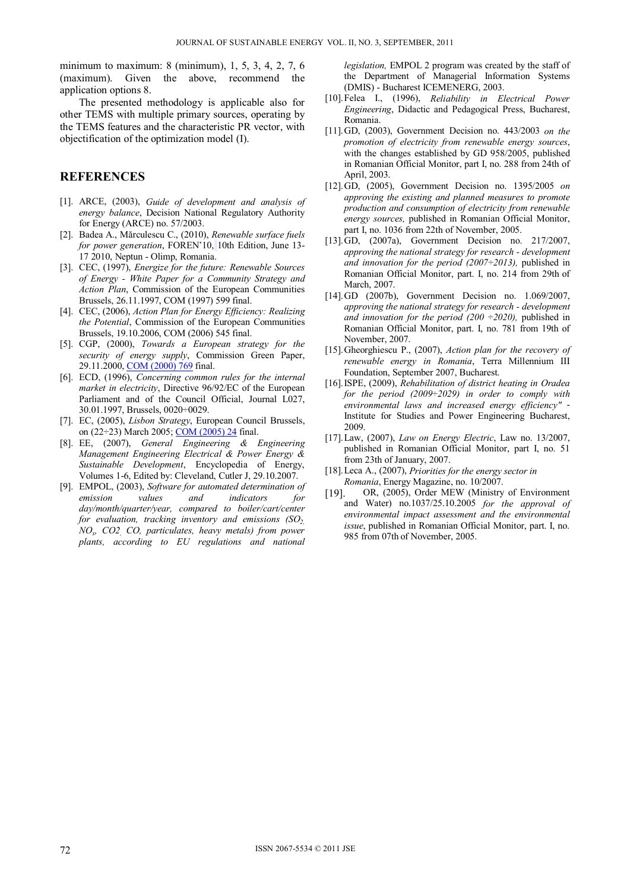minimum to maximum: 8 (minimum), 1, 5, 3, 4, 2, 7, 6 (maximum). Given the above, recommend the application options 8.

The presented methodology is applicable also for other TEMS with multiple primary sources, operating by the TEMS features and the characteristic PR vector, with objectification of the optimization model (I).

## REFERENCES

[1]. ARCE, (2003), *Guide of development and analysis of energy balance*, Decision National Regulatory Authority for Energy (ARCE) no. 57/2003.

[2]. Badea A., Mărculescu C., (2010), *Renewable surface fuels for power generation*, FOREN'10, 10th Edition, June 13-17 2010, Neptun - Olimp, Romania.

[3]. CEC, (1997), *Energize for the future: Renewable Sources of Energy - White Paper for a Community Strategy and Action Plan*, Commission of the European Communities Brussels, 26.11.1997, COM (1997) 599 final.

[4]. CEC, (2006), *Action Plan for Energy Efficiency: Realizing the Potential*, Commission of the European Communities Brussels, 19.10.2006, COM (2006) 545 final.

[5]. CGP, (2000), *Towards a European strategy for the security of energy supply*, Commission Green Paper, 29.11.2000, COM (2000) 769 final.

[6]. ECD, (1996), *Concerning common rules for the internal market in electricity*, Directive 96/92/EC of the European Parliament and of the Council Official, Journal L027, 30.01.1997, Brussels, 0020÷0029.

[7]. EC, (2005), *Lisbon Strategy*, European Council Brussels, on (22÷23) March 2005; COM (2005) 24 final.

[8]. EE, (2007), *General Engineering & Engineering Management Engineering Electrical & Power Energy & Sustainable Development*, Encyclopedia of Energy, Volumes 1-6, Edited by: Cleveland, Cutler J, 29.10.2007.

[9]. EMPOL, (2003), *Software for automated determination of emission values and indicators for day/month/quarter/year, compared to boiler/cart/center for evaluation, tracking inventory and emissions ($SO_2$, $NO_x$, $CO2$, CO, particulates, heavy metals) from power plants, according to EU regulations and national legislation,* EMPOL 2 program was created by the staff of the Department of Managerial Information Systems (DMIS) - Bucharest ICEMENERG, 2003.

[10]. Felea I., (1996), *Reliability in Electrical Power Engineering*, Didactic and Pedagogical Press, Bucharest, Romania.

[11]. GD, (2003), Government Decision no. 443/2003 *on the promotion of electricity from renewable energy sources*, with the changes established by GD 958/2005, published in Romanian Official Monitor, part I, no. 288 from 24th of April, 2003.

[12]. GD, (2005), Government Decision no. 1395/2005 *on approving the existing and planned measures to promote production and consumption of electricity from renewable energy sources,* published in Romanian Official Monitor, part I, no. 1036 from 22th of November, 2005.

[13]. GD, (2007a), Government Decision no. 217/2007, *approving the national strategy for research - development and innovation for the period (2007÷2013),* published in Romanian Official Monitor, part. I, no. 214 from 29th of March, 2007.

[14]. GD (2007b), Government Decision no. 1.069/2007, *approving the national strategy for research - development and innovation for the period (200 ÷2020),* published in Romanian Official Monitor, part. I, no. 781 from 19th of November, 2007.

[15]. Gheorghiescu P., (2007), *Action plan for the recovery of renewable energy in Romania*, Terra Millennium III Foundation, September 2007, Bucharest.

[16]. ISPE, (2009), *Rehabilitation of district heating in Oradea for the period (2009÷2029) in order to comply with environmental laws and increased energy efficiency"* - Institute for Studies and Power Engineering Bucharest, 2009.

[17]. Law, (2007), *Law on Energy Electric*, Law no. 13/2007, published in Romanian Official Monitor, part I, no. 51 from 23th of January, 2007.

[18]. Leca A., (2007), *Priorities for the energy sector in Romania*, Energy Magazine, no. 10/2007.

[19]. OR, (2005), Order MEW (Ministry of Environment and Water) no.1037/25.10.2005 *for the approval of environmental impact assessment and the environmental issue*, published in Romanian Official Monitor, part. I, no. 985 from 07th of November, 2005.